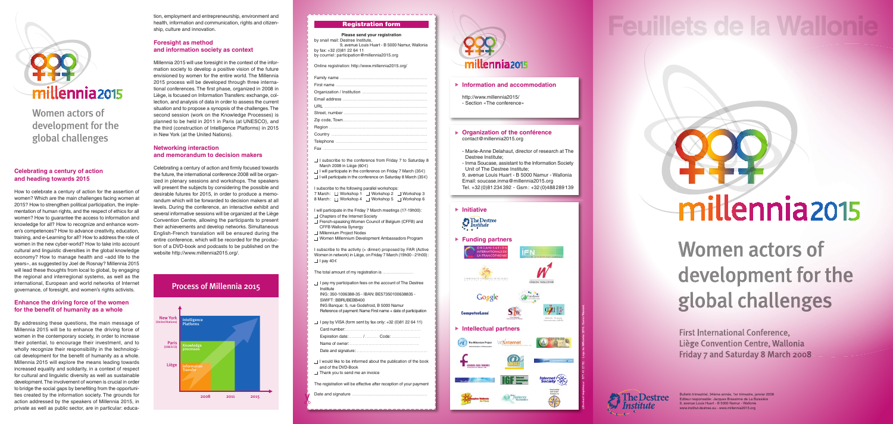# millennia2015

## Women actors of development for the global challenges

### Celebrating a century of action and heading towards 2015

How to celebrate a century of action for the assertion of women? Which are the main challenges facing women at 2015? How to strengthen political participation, the implementation of human rights, and the respect of ethics for all women? How to guarantee the access to information and knowledge for all? How to recognize and enhance women's competences? How to advance creativity, education, training, and e-Learning for all? How to address the role of women in the new cyber-world? How to take into account cultural and linguistic diversities in the global knowledge economy? How to manage health and «add life to the years», as suggested by Joel de Rosnay? Millennia 2015 will lead these thoughts from local to global, by engaging the regional and interregional systems, as well as the international, European and world networks of Internet governance, of foresight, and women's rights activists.

### Enhance the driving force of the women for the benefit of humanity as a whole

By addressing these questions, the main message of Millennia 2015 will be to enhance the driving force of women in the contemporary society, in order to increase their potential, to encourage their investment, and to wholly recognize their responsibility in the technological development for the benefit of humanity as a whole. Millennia 2015 will explore the means leading towards increased equality and solidarity, in a context of respect for cultural and linguistic diversity as well as sustainable development. The involvement of women is crucial in order to bridge the social gaps by benefiting from the opportunities created by the information society. The grounds for action addressed by the speakers of Millennia 2015, in private as well as public sector, are in particular: education, employment and entrepreneurship, environment and health, information and communication, rights and citizenship, culture and innovation.

### Foresight as method and information society as context

Millennia 2015 will use foresight in the context of the information society to develop a positive vision of the future envisioned by women for the entire world. The Millennia 2015 process will be developed through three international conferences. The first phase, organized in 2008 in Liège, is focused on Information Transfers: exchange, collection, and analysis of data in order to assess the current situation and to propose a synopsis of the challenges. The second session (work on the Knowledge Processes) is planned to be held in 2011 in Paris (at UNESCO), and the third (construction of Intelligence Platforms) in 2015 in New York (at the United Nations).

### Networking interaction and memorandum to decision makers

Celebrating a century of action and firmly focused towards the future, the international conference 2008 will be organized in plenary sessions and workshops. The speakers will present the subjects by considering the possible and desirable futures for 2015, in order to produce a memorandum which will be forwarded to decision makers at all levels. During the conference, an interactive exhibit and several informative sessions will be organized at the Liège Convention Centre, allowing the participants to present their achievements and develop networks. Simultaneous English-French translation will be ensured during the entire conference, which will be recorded for the production of a DVD-book and podcasts to be published on the website http://www.millennia2015.org/.

### Process of Millennia 2015

| | 2008 | 2011 | 2015 |
|---|---|---|---|
| New York (United Nations) | | | Intelligence Platforms |
| Paris (UNESCO) | | Knowledge processes | |
| Liège | Information Transfer | | |

## Registration form

**Please send your registration**
by snail mail: Destree Institute,
9, avenue Louis Huart - B 5000 Namur, Wallonia
by fax: +32 (0)81 22 64 11
by courriel: participation@millennia2015.org

Online registration: http://www.millennia2015.org/

Family name ..........
First name ..........
Organization / Institution ..........
Email address ..........
URL ..........
Street, number ..........
Zip code, Town..........
Region ..........
Country ..........
Telephone ..........
Fax ..........

- ☐ I subscribe to the conference from Friday 7 to Saturday 8 March 2008 in Liège (60€)
- ☐ I will participate in the conference on Friday 7 March (35€)
- ☐ I will participate in the conference on Saturday 8 March (35€)

I subscribe to the following parallel workshops:
7 March: ☐ Workshop 1 ☐ Workshop 2 ☐ Workshop 3
8 March: ☐ Workshop 4 ☐ Workshop 5 ☐ Workshop 6

I will participate in the Friday 7 March meetings (17-19h00):
- ☐ Chapters of the Internet Society
- ☐ French-speaking Women Council of Belgium (CFFB) and CFFB Wallonia Synergy
- ☐ Millennium Project Nodes
- ☐ Women Millennium Development Ambassadors Program

I subscribe to the activity (+ dinner) proposed by FAR (Active Women in network) in Liège, on Friday 7 March (19h00 - 21h00):
☐ I pay 40€

The total amount of my registration is ..........

- ☐ I pay my participation fees on the account of The Destree Institute
ING: 350-1006388-35 - IBAN: BE57350100638835 - SWIFT: BBRUBEBB400
ING Banque: 5, rue Godefroid, B 5000 Namur
Reference of payment: Name First name + date of participation
- ☐ I pay by VISA (form sent by fax only: +32 (0)81 22 64 11)
Card number: ..........
Expiration date: ........ / ........ Code: ..........
Name of owner: ..........
Date and signature: ..........
- ☐ I would like to be informed about the publication of the book and of the DVD-Book
- ☐ Thank you to send me an invoice

The registration will be effective after reception of your payment

Date and signature ..........

# millennia2015

### Information and accommodation

http://www.millennia2015/
- Section «The conference»

### Organization of the conférence

contact@millennia2015.org

- Marie-Anne Delahaut, director of research at The Destree Institute;
- Inma Soucase, assistant to the Information Society Unit of The Destree Institute;

9, avenue Louis Huart - B 5000 Namur - Wallonia
Email: soucase.inma@millennia2015.org
Tel. +32 (0)81 234 392 - Gsm : +32 (0)488 289 139

### Initiative

The Destree Institute

### Funding partners

Organisation Internationale de la Francophonie; IFN; Communauté française de Belgique; Région Wallonne; Google; ComputerLand; SIW; CGRI

### Intellectual partners

The Millennium Project; VoXinternet; Conseil des Femmes; IGF Internet Governance Forum; Internet Society; Femmes Wallonie; Futuris

# Feuillets de la Wallonie

# millennia2015

## Women actors of development for the global challenges

First International Conference,
Liège Convention Centre, Wallonia
Friday 7 and Saturday 8 March 2008

The Destree Institute

Bulletin trimestriel, 34ème année, 1er trimestre, janvier 2008
Editeur responsable: Jacques Brassinne de La Buissière
9, avenue Louis Huart - B 5000 Namur - Wallonie
www.institut-destree.eu - www.millennia2015.org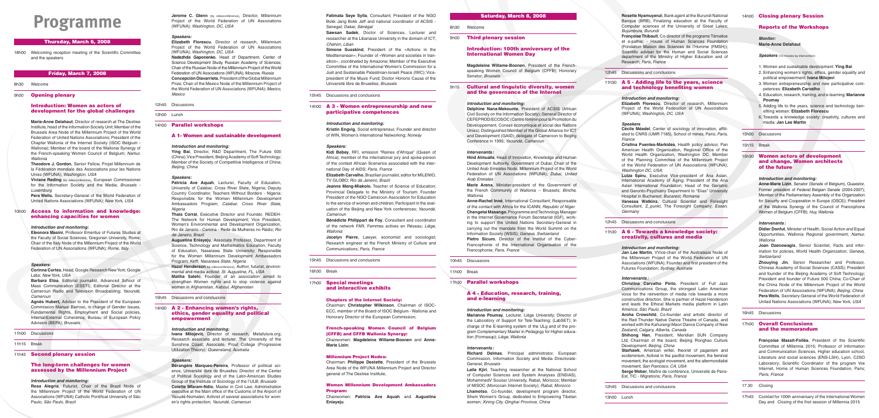# Programme

## Thursday, March 6, 2008

18h00 Welcoming reception meeting of the Scientific Committee and the speakers

## Friday, March 7, 2008

8h30 Welcome

9h00 **Opening plenary**

### Introduction: Women as actors of development for the global challenges

**Marie-Anne Delahaut**, Director of research at The Destree Institute, head of the Information Society Unit; Member of the Brussels Area Node of the Millennium Project of the World Federation of United Nations Associations; President of the Chapter Wallonia of the Internet Society (ISOC Belgium - Wallonia); Member of the board of the Wallonia Synergy of the French-speaking Women Council of Belgium; *Namur, Wallonia*

**Theodore J. Gordon**, Senior Fellow, Projet Millennium de la Fédération mondiale des Associations pour les Nations Unies (WFUNA); *Washington, USA*

**Viviane Reding** (by videoconference), European Commissioner for the Information Society and the Media; *Brussels - Luxemburg*

**Pera Wells**, Secretary-General of the World Federation of United Nations Associations (WFUNA); *New York, USA*

10h00 **Access to information and knowledge: enhancing capacities for women**

*Introduction and monitoring:*

**Eleonora Masini**, Professor Emeritus of Futures Studies at the Faculty of Social Sciences, Gregorian University, Rome; Chair of the Italy Node of the Millennium Project of the World Federation of UN Associations (WFUNA); *Rome, Italy*

*Speakers:*

**Corinna Cortes**, Head, Google Research New York; Google Labs; *New York, USA*

**Barbara Etoa**, Editorial journalist, Advanced School of Mass Communication (ESSTI); Editorial Director at the Cameroun Radio and Television Broadcasting; *Yaoundé, Cameroun*

**Agnès Hubert,** Adviser to the President of the European Commission Manual Barroso, in charge of Gender Issues, Fundamental Rights, Employment and Social policies, Internal/External Coherence, Bureau of European Policy Advisers (BEPA); *Brussels*

11h00 Discussions

11h15 Break

11h45 **Second plenary session**

### The long-term challenges for women assessed by the Millennium Project

*Introduction and monitoring:*

**Rosa Alegria**, Futurist, Chair of the Brazil Node of the Millennium Project of the World Federation of UN Associations (WFUNA) Catholic Pontifical University of São Paulo; *São Paulo, Brazil*

**Jerome C. Glenn** (by videoconference), Director, Millennium Project of the World Federation of UN Associations (WFUNA); *Washington, DC, USA*

*Speakers:*

**Elizabeth Florescu**, Director of research, Millennium Project of the World Federation of UN Associations (WFUNA); *Washington, DC, USA*

**Nadezhda Gaponenko**, Head of Department, Center of Science Development Study, Russian Academy of Sciences; Chair of the Russian Node of the Millennium Project of the World Federation of UN Associations (WFUNA); *Moscow, Russia*

**Concepción Olavarrieta**, President of the Global Millennium Prize; Chair of the Mexico Node of the Millennium Project of the World Federation of UN Associations (WFUNA); *Mexico, Mexico*

12h45 Discussions

13h00 Lunch

14h00 **Parallel workshops**

### A 1- Women and sustainable development

*Introduction and monitoring:*

**Ying Bai**, Director, R&D Department, The Future 500 (China); Vice President, Beijing Academy of Soft Technology; Member of the Society of Competitive Intelligence of China; *Beijing, China*

*Speakers:*

**Patricia Ave Aquah**, Lecturer, Faculty of Education, University of Calabar, Cross River State, Nigeria; Deputy Country Coordinator, Teachers Without Borders - Nigeria; Responsible for the Women Millennium Development Ambassadors Program; *Calabar, Cross River State, Nigeria*

**Thais Corral**, Executive Director and Founder, REDEH-The Network for Human Development; Vice President, Women's Environmental and Development Organization, Rio de Janeiro - Cemina - Rede de Mulheres no Rádio; *Rio de Janeiro, Brazil*

**Augustina Enlayeju**, Associate Professor, Department of Science, Technology and Mathematics Education, Faculty of Education, Nasarawa State University; Responsible for the Women Millennium Development Ambassadors Program; *Keffi, Nasarawa State, Nigeria*

**Hazel Henderson** (by videoconference), Author, futurist, environmental and media activist; *St. Augustine, FL, USA*

**Maliha Salehi**, Founder of an association aimed to strengthen Women rights and to stop violence against women in Afghanistan, *Kaboul, Afghanistan*

15h45 Discussions and conclusions

14h00 **A 2 - Enhancing women's rights, ethics, gender equality and political empowerment**

*Introduction and monitoring:*

**Ivana Milojević**, Director of research, Metafuture.org; Research associate and lecturer, The University of the Sunshine Coast; Associate, Prout College (Progressive Utilization Theory); *Queensland, Australia*

*Speakers:*

**Bérangère Marques-Pereira**, Professor of political science, Université libre de Bruxelles; Director of the Center of Political Sociology and of the Latin-American Studies Group of the Institute of Sociology of the l'ULB; *Brussels*

**Colette Mfaram-Ndio**, Master in Civil Law; Administration executive at the Main office of the Customs of the Airport of Yaoundé-Nsimalen; Activist of several associations for women's rights protection; *Yaoundé, Cameroun*

**Fatimata Seye Sylla**, Consultant; President of the NGO Bokk Jang Bokk Jeff and national coordinator of ACSIS - Senegal; *Dakar, Sénégal*

**Sawsan Sadek**, Doctor of Sciences, Lecturer and researcher at the Libanaise University in the domain of ICT; *Chehim, Liban*

**Simone Susskind**, President of the «Actions in the Mediterranean»; Founder of «Women and societies in transition», coordinated by Amazone; Member of the Executive Committee of the International Women's Commission for a Just and Sustainable Palestinian-Israeli Peace (IWC); Vice-president of the Music Fund; Doctor Honoris Causa of the Université libre de Bruxelles; *Brussels*

15h45 Discussions and conclusions

14h00 **A 3 - Women entrepreneurship and new participative competences**

*Introduction and monitoring:*

**Kristin Engvig**, Social entrepreneur, Founder and director of WIN, Women's International Networking; *Norway*

*Speakers:*

**Kidi Bebey**, RFI, emission "Reines d'Afrique" (Queen of Africa); member of the international jury and spoke-person of the contest African Scenarios associated with the international Day of AIDS; *Paris, France*

**Elizabeth Carvalho**, Brazilian journalist, editor for MILENIO, TV GLOBO; *Rio de Janeiro, Brazil*

**Jeanne Meng-Miakolo**, Teacher at Science of Education; Provincial Delegate to the Ministry of Tourism; Founder President of the NGO Cameroon Association for Education to the service of women and children; Participant in the evaluation of the Beijing and New York conferences; *Yaoundé, Cameroun*

**Bénédicte Philippart de Foy**, Consultant and coordinator of the network FAR, Femmes actives en Réseau; *Liège, Wallonia*

**Jocelyn Pierre**, Lawyer, economist and sociologist; Research engineer at the French Ministry of Culture and Communications; *Paris, France*

15h45 Discussions and conclusions

16h30 Break

17h00 **Special meetings and interactive exhibits**

**Chapters of the Internet Society:**

Chairman: **Christopher Wilkinson**, Chairman of ISOC-ECC, member of the Board of ISOC Belgium - Wallonia and Honorary Director of the European Commission;

**French-speaking Women Council of Belgium (CFFB) and CFFB Wallonia Synergy:**

Chairwomen: **Magdeleine Willame-Boonen** and **Anne-Marie Lizin**;

**Millennium Project Nodes:**

Chairman: **Philippe Destatte**, President of the Brussels Area Node of the WFUNA Millennium Project and Director general of The Destree Institute;

**Women Millennium Development Ambassadors Program:**

Chairwomen: **Patricia Ave Aquah** and **Augustina Eniayeju**.

## Saturday, March 8, 2008

8h30 Welcome

9h00 **Third plenary session**

### Introduction: 100th anniversary of the International Women Day

**Magdeleine Willame-Boonen**, President of the French-speaking Women Council of Belgium (CFFB); Honorary Senator; *Brussels*

9h15 **Cultural and linguistic diversity, women and the governance of the Internet**

*Introduction and monitoring:*

**Delphine Nana-Mekounte**, President of ACSIS (African Civil Society on the Information Society); General Director of CEFEPROD/ECOSOC (Centre féminin pour la Promotion du Développement, Conseil économique et social des Nations Unies); Distinguished Member of the Global Alliance for ICT and Development (GAID); delegate of Cameroon to Beijing Conference in 1995; *Yaoundé, Cameroun*

*Intervenants :*

**Hind Almualla**, Head of Innovation, Knowledge and Human Development Authority, Government of Dubai; Chair of the United Arab Emirates Node, Millennium Project of the World Federation of UN Associations (WFUNA); *Dubai, United Arab Emirates*

**Marie Arena**, Minister-president of the Government of the French Community of Wallonia – Brussels; *Binche, Wallonia*

**Anne-Rachel Inné**, International Consultant; Responsable of the contact with Africa for the ICANN; *Republic of Niger*

**Chengetai Masango**, Programme and Technology Manager in the Internet Governance Forum Secretariat (IGF), working to support the United Nations Secretary-General in carrying out the mandate from the World Summit on the Information Society (WSIS); *Geneva, Switzerland*

**Pietro Sicuro**, Director of the Institut of the Cyber-Francophonie of the International Organisation of the Francophonie; *Paris, France*

10h45 Discussions

11h00 Break

11h30 **Parallel workshops**

### A 4 - Education, research, training, and e-learning

*Introduction and monitoring:*

**Marianne Poumay**, Lecturer, Liège University; Director of the Laboratory of Support for Tele-Teaching; (LabSET); in charge of the E-learning system of the ULg and of the program Complementary Master in Pedagogy for Higher education (Formasup); *Liège, Wallonia*

*Intervenants :*

**Richard Delmas**, Principal administrator, European Commission, Information Society and Media Directorate-General; *Brussels*

**Laila Kjiri**, Teaching researcher at the National School of Computer Sciences and System Analyses (ENSIAS), MohammedV Souissi University, Rabat, Morocco; Member of MISOC (Moroccan Internet Society); *Rabat, Morocco*

**Mlamotso**, Co-founder, development program director, Shem Women's Group, dedicated to Empowering Tibetan women; *Xining City, Qinghai Province, China*

**Rosette Nyamuyenzi**, Bank agent at the Burundi National Banque (BRB); Finalizing education at the Faculty of Computer sciences of the University of Great Lakes; *Bujumbura, Burundi*

**Françoise Thibault**, Co-director of the programs Tématice et e-pathie; - House of Human Sciences Foundation (Fondation Maison des Sciences de l'Homme (FMSH)); Scientific adviser for the Human and Social Sciences department of the Ministry of Higher Education and of Research; *Paris, France*

12h45 Discussions and conclusions

11h30 **A 5 - Adding life to the years, science and technology benefiting women**

*Introduction and monitoring:*

**Elizabeth Florescu**, Director of research, Millennium Project of the World Federation of UN Associations (WFUNA); *Washington, DC, USA*

*Speakers*

**Cécile Méadel**, Center of sociology of innovation, affiliated to CNRS (UMR 7185), School of mines, Paris; *Paris, France*

**Cristina Puentes-Markides**, Health policy advisor, Pan American Health Organization, Regional Office of the World Health Organization, Washington DC. Member of the Planning Committee of the Millennium Project of the World Federation of UN Associations (WFUNA); *Washington DC, USA;*

**Luiza Spiru**, Executive Vice-president of Ana Aslan, International Academy of Aging; President of the Ana Aslan International Foundation; Head of the Geriatric and Geronto-Psychiatry Department to "Elias" University Hospital in Bucharest; *Bucarest, Romania*

**Vanessa Watkins**, Cultural Scientist and Foresight Consultant, Z_punkt, The Foresight Company; *Essen, Germany*

12h45 Discussions and conclusions

11h30 **A 6 - Towards a knowledge society: creativity, cultures and media**

*Introduction and monitoring:*

**Jan Lee Martin**, VVice-chair of the Australasia Node of the Millennium Project of the World Federation of UN Associations (WFUNA); Founder and first president of the Futures Foundation; *Sydney, Australie*

*Intervenants :*

**Christina Carvalho Pinto**, President of Full Jazz Communications Group, the strongest Latin American voice for the reinvention of media role towards a more constructive direction. She is partner of Hazel Henderson and leads the Ethical Markets media platform in Latin America; *São Paulo, Brazil*

**Aroha Crowchild**, Co-founder and artistic director of the Red Thunder Native Dance Theatre of Canada, and worked with the Kahurangi Maori Dance Company of New Zealand; *Calgary, Alberta, Canada*

**Shihong Han**, President, Meridian SUN Company Ltd; Chairman of the board, Beijing Ronghao Culture Development; *Beijing, China*

**Starhawk**, American writer, theorist of paganism and ecofeminism; Activist in the pacifist movement, the feminist movement, the ecologist movement, and the altermondialist movement; *San Francisco, CA, USA*

**Serge Weber**, Maître de conférence, Université de Paris-Est, TIC - Migrations; *Paris, France*

12h45 Discussions and conclusions

13h00 Lunch

14h00 **Closing plenary Session**

### Reports of the Workshops

*Monitor:*

**Marie-Anne Delahaut**

*Speakers* (10 minutes by intervention)

1. Women and sustainable development: **Ying Bai**
2. Enhancing women's rights, ethics, gender equality and political empowerment: **Ivana Milojevi**
3. Women entrepreneurship and new participative competences: **Elizabeth Carvalho**
4. Education, research, training, and e-learning: **Marianne Poumay**
5. Adding life to the years, science and technology benefiting women: **Elizabeth Florescu**
6. Towards a knowledge society: creativity, cultures and media: **Jan Lee Martin**

15h00 Discussions

15h15 Break

15h30 **Women actors of development and change, Women architects of the future**

*Introduction and monitoring:*

**Anne-Marie Lizin**, Senator (Senate of Belgium), Quaestor, Former president of Federal Belgian Senate (2004-2007); Member of the Parliamentary Assembly of the Organization for Security and Cooperation in Europe (OSCE); President of the Wallonia Synergy of the Council of Francophone Women of Belgium (CFFB); *Huy, Wallonia*

*Intervenants :*

**Didier Donfut**, Minister of Health, Social Action and Equal Opportunities, Wallonia Regional government; *Namur, Wallonia*

**Joan Dzenowagis**, Senior Scientist, Facts and information for policies, World Health Organization; *Geneva, Switzerland*

**Zhouying Jin**, Senior Researcher and Professor, Chinese Academy of Social Sciences (CASS); President and founder of the Beijing Academy of Soft Technology; President and founder of Future 500 China; Co-Chair of the China Node of the Millennium Project of the World Federation of UN Associations (WFUNA); *Beijing, China*

**Pera Wells**, Secretary-General of the World Federation of United Nations Associations (WFUNA); *New York, USA*

16h45 Discussions

17h00 **Overall Conclusions and the memorandum**

**Françoise Massit-Folléa**, President of the Scientific Committee of Millennia 2015; Professor of Information and Communication Sciences, Higher education school, Literature and social sciences (ENS-LSH), Lyon, C2SO Laboratory; Scientific Coordinator of the program Vox Internet, Home of Human Sciences Foundation, Paris; *Paris, France*

17.30 Closing

17h45 Cocktail for 100th anniversary of the International Women Day and Closing of the first session of Millennia 2015